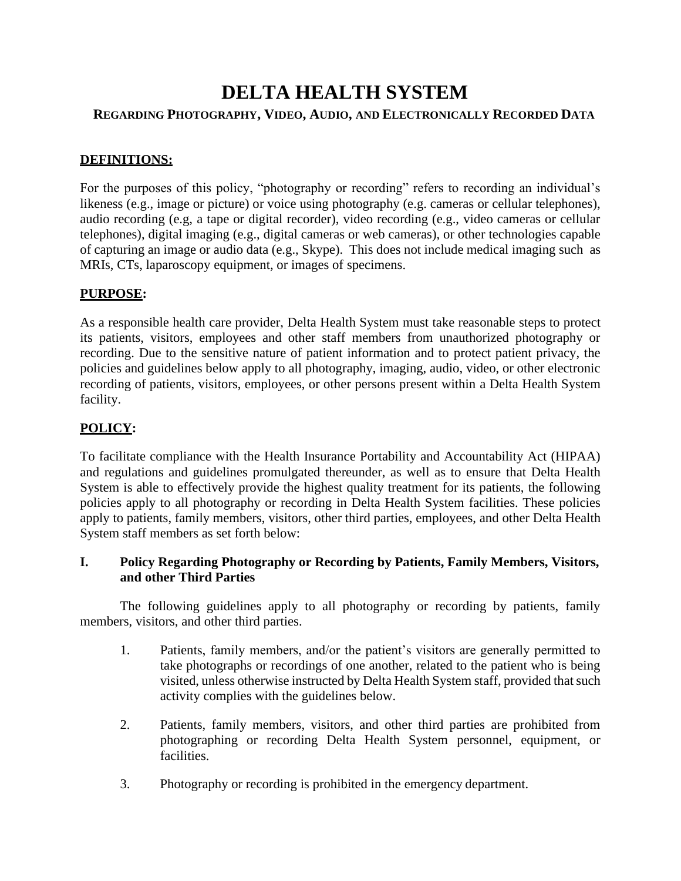# DELTA HEALTH SYSTEM

## REGARDING PHOTOGRAPHY, VIDEO, AUDIO, AND ELECTRONICALLY RECORDED DATA

**DEFINITIONS:**

For the purposes of this policy, "photography or recording" refers to recording an individual's likeness (e.g., image or picture) or voice using photography (e.g. cameras or cellular telephones), audio recording (e.g, a tape or digital recorder), video recording (e.g., video cameras or cellular telephones), digital imaging (e.g., digital cameras or web cameras), or other technologies capable of capturing an image or audio data (e.g., Skype). This does not include medical imaging such as MRIs, CTs, laparoscopy equipment, or images of specimens.

**PURPOSE:**

As a responsible health care provider, Delta Health System must take reasonable steps to protect its patients, visitors, employees and other staff members from unauthorized photography or recording. Due to the sensitive nature of patient information and to protect patient privacy, the policies and guidelines below apply to all photography, imaging, audio, video, or other electronic recording of patients, visitors, employees, or other persons present within a Delta Health System facility.

**POLICY:**

To facilitate compliance with the Health Insurance Portability and Accountability Act (HIPAA) and regulations and guidelines promulgated thereunder, as well as to ensure that Delta Health System is able to effectively provide the highest quality treatment for its patients, the following policies apply to all photography or recording in Delta Health System facilities. These policies apply to patients, family members, visitors, other third parties, employees, and other Delta Health System staff members as set forth below:

**I. Policy Regarding Photography or Recording by Patients, Family Members, Visitors, and other Third Parties**

The following guidelines apply to all photography or recording by patients, family members, visitors, and other third parties.

1. Patients, family members, and/or the patient's visitors are generally permitted to take photographs or recordings of one another, related to the patient who is being visited, unless otherwise instructed by Delta Health System staff, provided that such activity complies with the guidelines below.

2. Patients, family members, visitors, and other third parties are prohibited from photographing or recording Delta Health System personnel, equipment, or facilities.

3. Photography or recording is prohibited in the emergency department.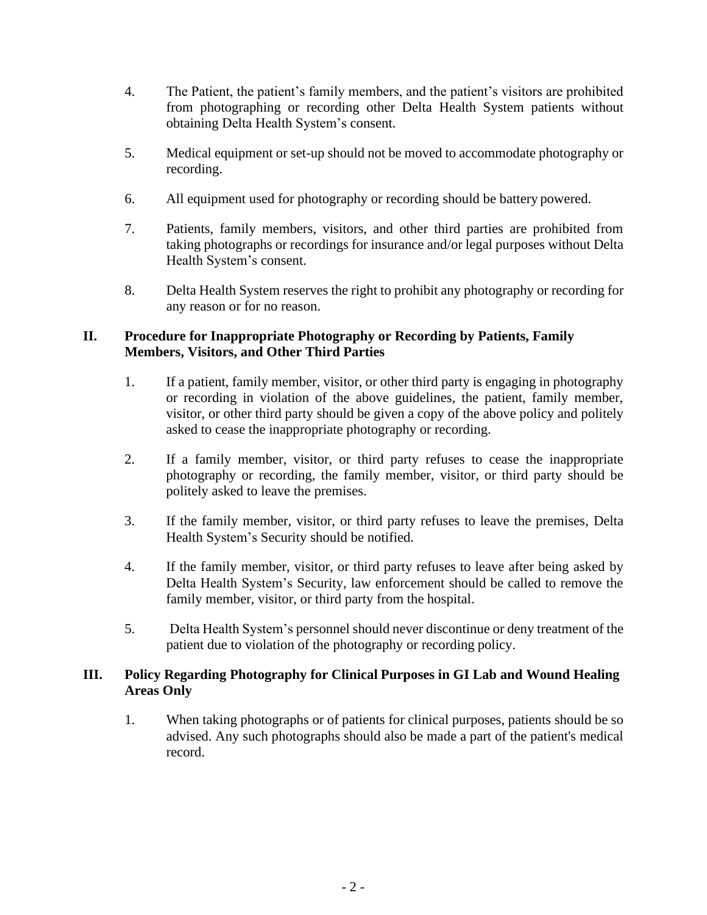4. The Patient, the patient's family members, and the patient's visitors are prohibited from photographing or recording other Delta Health System patients without obtaining Delta Health System's consent.

5. Medical equipment or set-up should not be moved to accommodate photography or recording.

6. All equipment used for photography or recording should be battery powered.

7. Patients, family members, visitors, and other third parties are prohibited from taking photographs or recordings for insurance and/or legal purposes without Delta Health System's consent.

8. Delta Health System reserves the right to prohibit any photography or recording for any reason or for no reason.

## II. Procedure for Inappropriate Photography or Recording by Patients, Family Members, Visitors, and Other Third Parties

1. If a patient, family member, visitor, or other third party is engaging in photography or recording in violation of the above guidelines, the patient, family member, visitor, or other third party should be given a copy of the above policy and politely asked to cease the inappropriate photography or recording.

2. If a family member, visitor, or third party refuses to cease the inappropriate photography or recording, the family member, visitor, or third party should be politely asked to leave the premises.

3. If the family member, visitor, or third party refuses to leave the premises, Delta Health System's Security should be notified.

4. If the family member, visitor, or third party refuses to leave after being asked by Delta Health System's Security, law enforcement should be called to remove the family member, visitor, or third party from the hospital.

5. Delta Health System's personnel should never discontinue or deny treatment of the patient due to violation of the photography or recording policy.

## III. Policy Regarding Photography for Clinical Purposes in GI Lab and Wound Healing Areas Only

1. When taking photographs or of patients for clinical purposes, patients should be so advised. Any such photographs should also be made a part of the patient's medical record.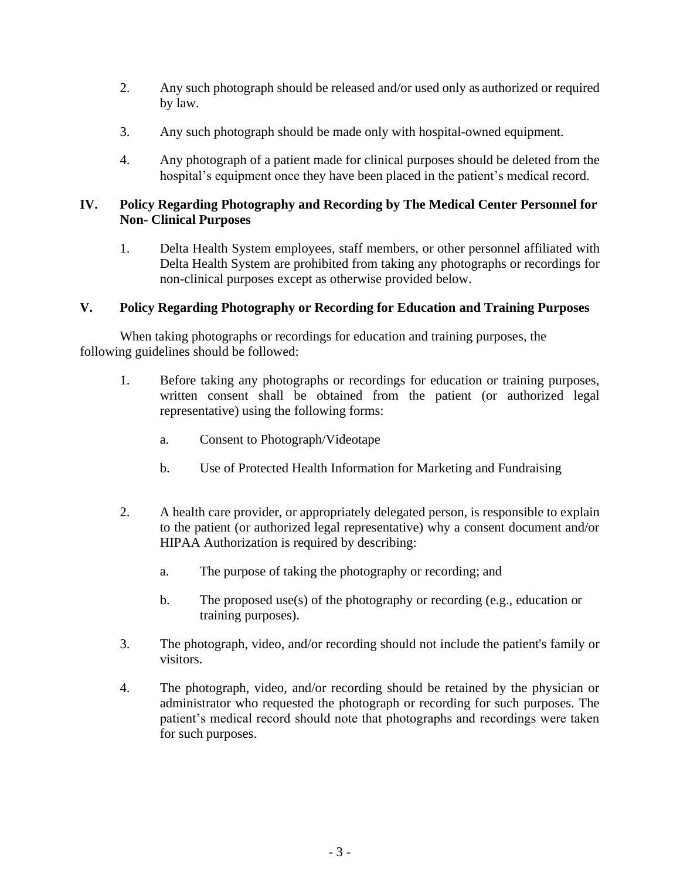2. Any such photograph should be released and/or used only as authorized or required by law.

3. Any such photograph should be made only with hospital-owned equipment.

4. Any photograph of a patient made for clinical purposes should be deleted from the hospital's equipment once they have been placed in the patient's medical record.

## IV. Policy Regarding Photography and Recording by The Medical Center Personnel for Non- Clinical Purposes

1. Delta Health System employees, staff members, or other personnel affiliated with Delta Health System are prohibited from taking any photographs or recordings for non-clinical purposes except as otherwise provided below.

## V. Policy Regarding Photography or Recording for Education and Training Purposes

When taking photographs or recordings for education and training purposes, the following guidelines should be followed:

1. Before taking any photographs or recordings for education or training purposes, written consent shall be obtained from the patient (or authorized legal representative) using the following forms:

   a. Consent to Photograph/Videotape

   b. Use of Protected Health Information for Marketing and Fundraising

2. A health care provider, or appropriately delegated person, is responsible to explain to the patient (or authorized legal representative) why a consent document and/or HIPAA Authorization is required by describing:

   a. The purpose of taking the photography or recording; and

   b. The proposed use(s) of the photography or recording (e.g., education or training purposes).

3. The photograph, video, and/or recording should not include the patient's family or visitors.

4. The photograph, video, and/or recording should be retained by the physician or administrator who requested the photograph or recording for such purposes. The patient's medical record should note that photographs and recordings were taken for such purposes.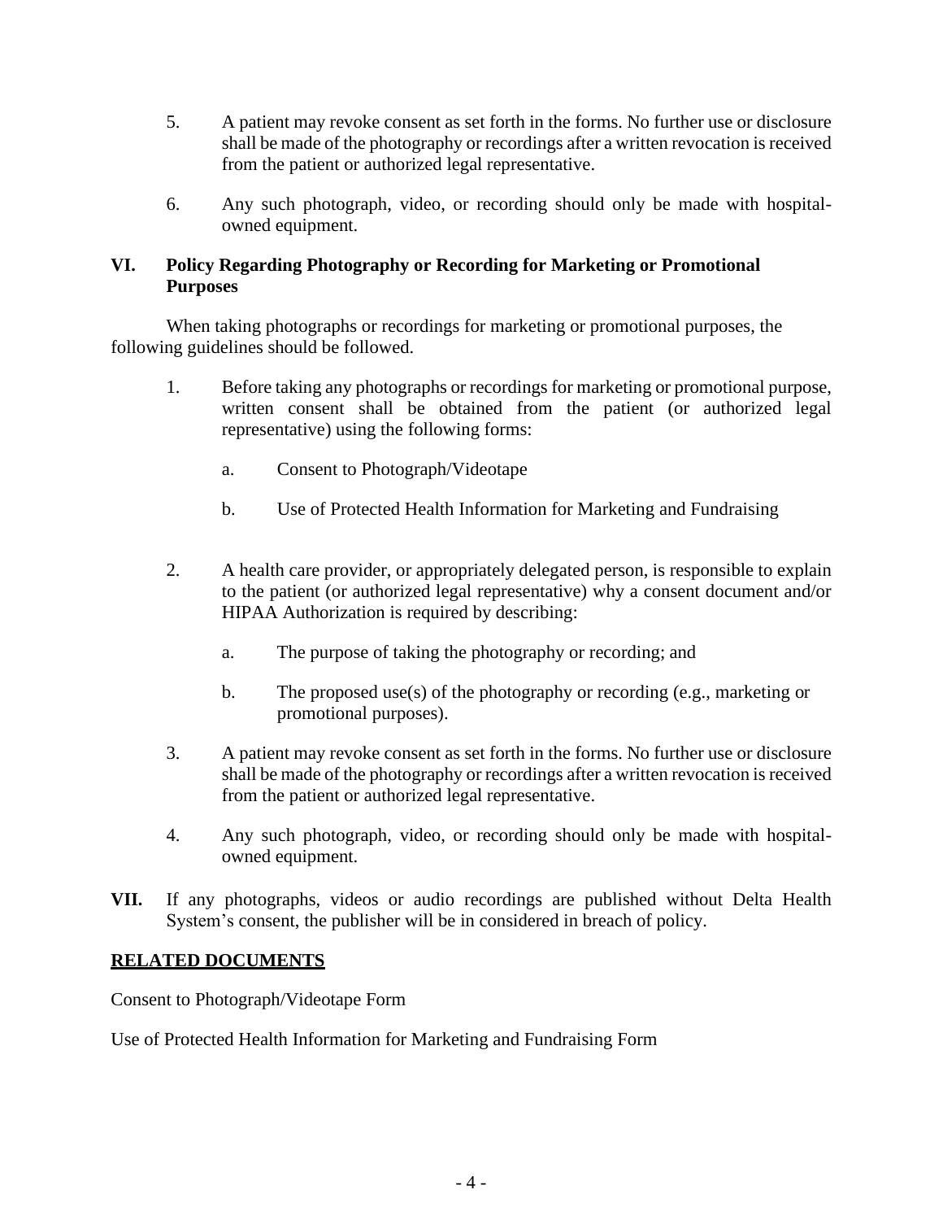5. A patient may revoke consent as set forth in the forms. No further use or disclosure shall be made of the photography or recordings after a written revocation is received from the patient or authorized legal representative.

6. Any such photograph, video, or recording should only be made with hospital-owned equipment.

## VI. Policy Regarding Photography or Recording for Marketing or Promotional Purposes

When taking photographs or recordings for marketing or promotional purposes, the following guidelines should be followed.

1. Before taking any photographs or recordings for marketing or promotional purpose, written consent shall be obtained from the patient (or authorized legal representative) using the following forms:

   a. Consent to Photograph/Videotape

   b. Use of Protected Health Information for Marketing and Fundraising

2. A health care provider, or appropriately delegated person, is responsible to explain to the patient (or authorized legal representative) why a consent document and/or HIPAA Authorization is required by describing:

   a. The purpose of taking the photography or recording; and

   b. The proposed use(s) of the photography or recording (e.g., marketing or promotional purposes).

3. A patient may revoke consent as set forth in the forms. No further use or disclosure shall be made of the photography or recordings after a written revocation is received from the patient or authorized legal representative.

4. Any such photograph, video, or recording should only be made with hospital-owned equipment.

**VII.** If any photographs, videos or audio recordings are published without Delta Health System's consent, the publisher will be in considered in breach of policy.

## RELATED DOCUMENTS

Consent to Photograph/Videotape Form

Use of Protected Health Information for Marketing and Fundraising Form